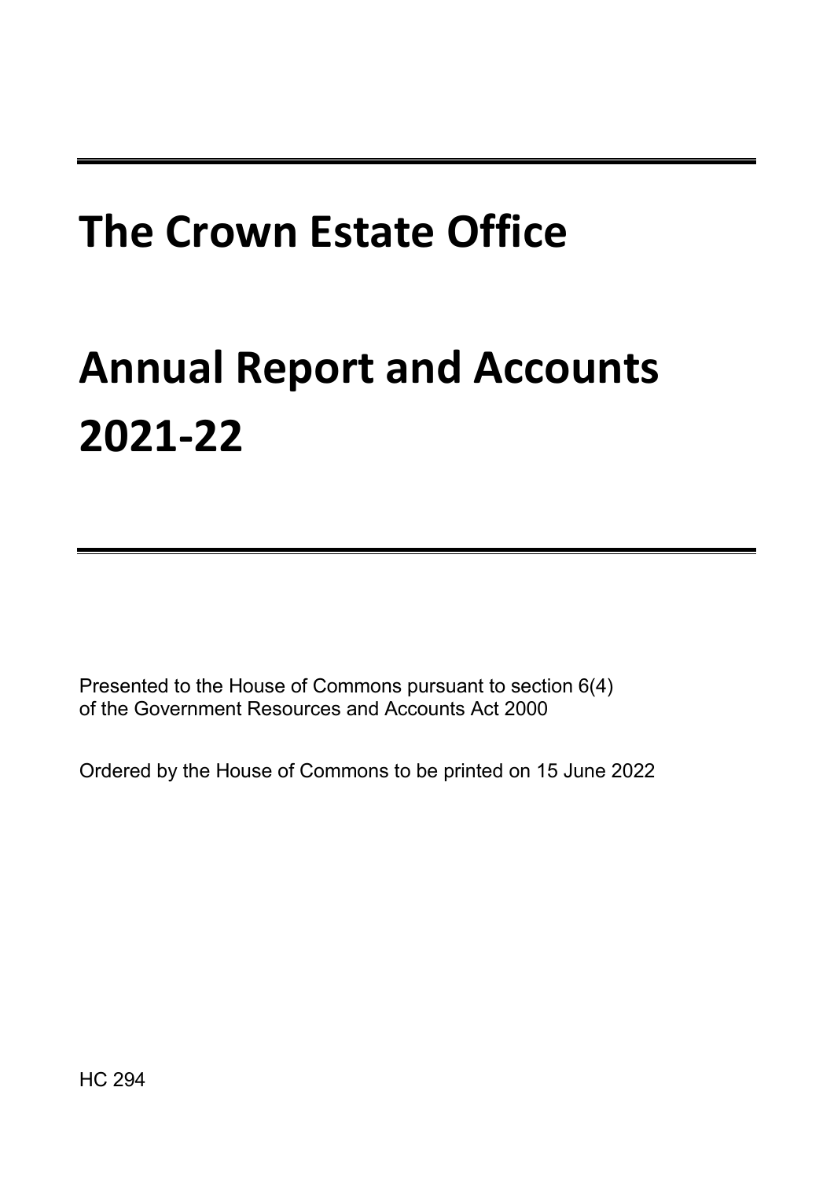# The Crown Estate Office

# Annual Report and Accounts 2021-22

Presented to the House of Commons pursuant to section 6(4) of the Government Resources and Accounts Act 2000

Ordered by the House of Commons to be printed on 15 June 2022

HC 294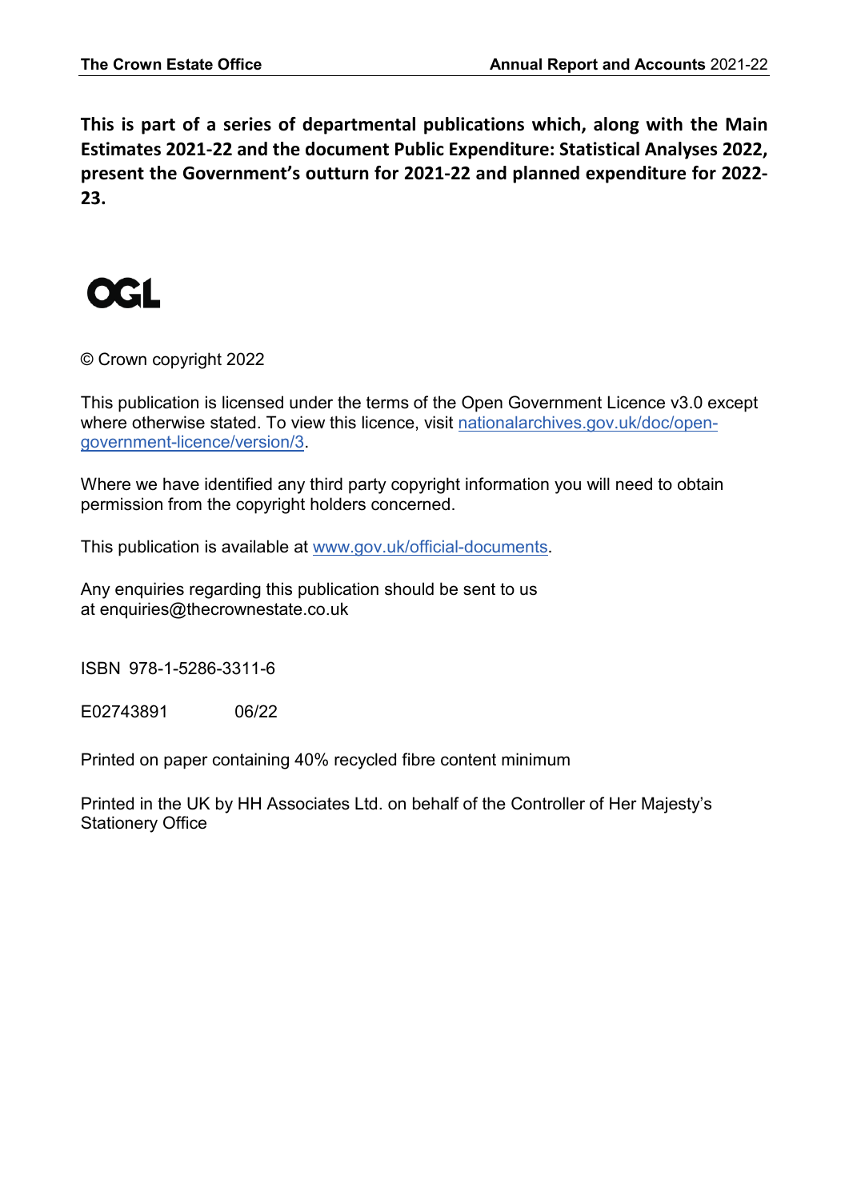**This is part of a series of departmental publications which, along with the Main Estimates 2021-22 and the document Public Expenditure: Statistical Analyses 2022, present the Government's outturn for 2021-22 and planned expenditure for 2022-23.**

OGL

© Crown copyright 2022

This publication is licensed under the terms of the Open Government Licence v3.0 except where otherwise stated. To view this licence, visit [nationalarchives.gov.uk/doc/open-government-licence/version/3](nationalarchives.gov.uk/doc/open-government-licence/version/3).

Where we have identified any third party copyright information you will need to obtain permission from the copyright holders concerned.

This publication is available at [www.gov.uk/official-documents](www.gov.uk/official-documents).

Any enquiries regarding this publication should be sent to us at enquiries@thecrownestate.co.uk

ISBN 978-1-5286-3311-6

E02743891 06/22

Printed on paper containing 40% recycled fibre content minimum

Printed in the UK by HH Associates Ltd. on behalf of the Controller of Her Majesty's Stationery Office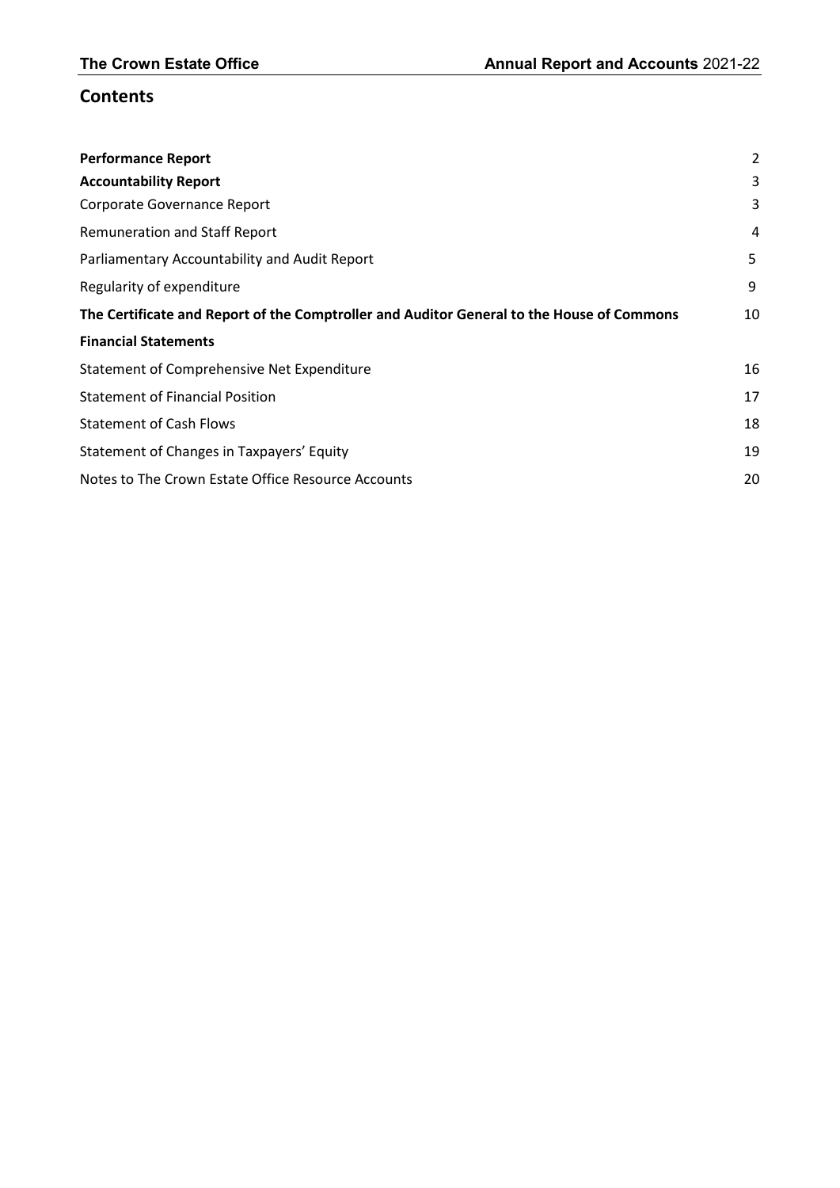## Contents

| | |
|---|---|
| **Performance Report** | 2 |
| **Accountability Report** | 3 |
| Corporate Governance Report | 3 |
| Remuneration and Staff Report | 4 |
| Parliamentary Accountability and Audit Report | 5 |
| Regularity of expenditure | 9 |
| **The Certificate and Report of the Comptroller and Auditor General to the House of Commons** | 10 |
| **Financial Statements** | |
| Statement of Comprehensive Net Expenditure | 16 |
| Statement of Financial Position | 17 |
| Statement of Cash Flows | 18 |
| Statement of Changes in Taxpayers' Equity | 19 |
| Notes to The Crown Estate Office Resource Accounts | 20 |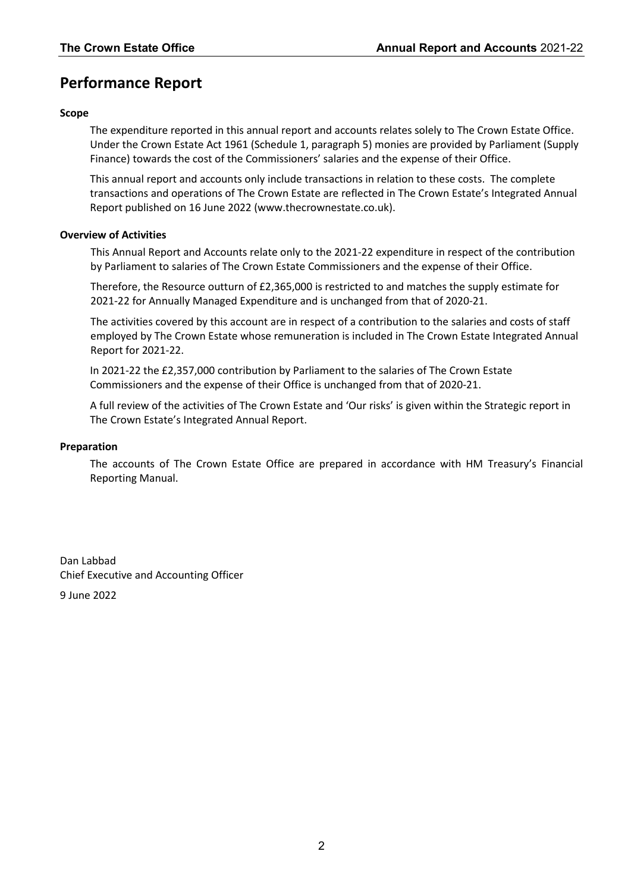# Performance Report

**Scope**

The expenditure reported in this annual report and accounts relates solely to The Crown Estate Office. Under the Crown Estate Act 1961 (Schedule 1, paragraph 5) monies are provided by Parliament (Supply Finance) towards the cost of the Commissioners' salaries and the expense of their Office.

This annual report and accounts only include transactions in relation to these costs. The complete transactions and operations of The Crown Estate are reflected in The Crown Estate's Integrated Annual Report published on 16 June 2022 (www.thecrownestate.co.uk).

**Overview of Activities**

This Annual Report and Accounts relate only to the 2021-22 expenditure in respect of the contribution by Parliament to salaries of The Crown Estate Commissioners and the expense of their Office.

Therefore, the Resource outturn of £2,365,000 is restricted to and matches the supply estimate for 2021-22 for Annually Managed Expenditure and is unchanged from that of 2020-21.

The activities covered by this account are in respect of a contribution to the salaries and costs of staff employed by The Crown Estate whose remuneration is included in The Crown Estate Integrated Annual Report for 2021-22.

In 2021-22 the £2,357,000 contribution by Parliament to the salaries of The Crown Estate Commissioners and the expense of their Office is unchanged from that of 2020-21.

A full review of the activities of The Crown Estate and 'Our risks' is given within the Strategic report in The Crown Estate's Integrated Annual Report.

**Preparation**

The accounts of The Crown Estate Office are prepared in accordance with HM Treasury's Financial Reporting Manual.

Dan Labbad
Chief Executive and Accounting Officer

9 June 2022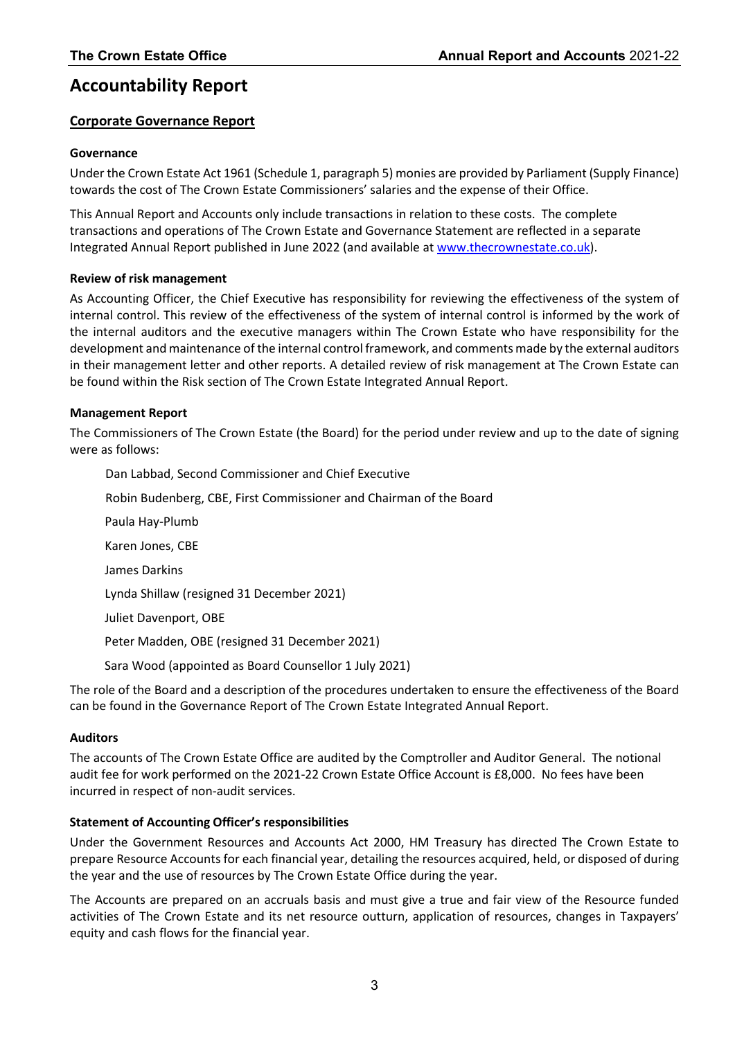# Accountability Report

## Corporate Governance Report

### Governance

Under the Crown Estate Act 1961 (Schedule 1, paragraph 5) monies are provided by Parliament (Supply Finance) towards the cost of The Crown Estate Commissioners' salaries and the expense of their Office.

This Annual Report and Accounts only include transactions in relation to these costs. The complete transactions and operations of The Crown Estate and Governance Statement are reflected in a separate Integrated Annual Report published in June 2022 (and available at www.thecrownestate.co.uk).

### Review of risk management

As Accounting Officer, the Chief Executive has responsibility for reviewing the effectiveness of the system of internal control. This review of the effectiveness of the system of internal control is informed by the work of the internal auditors and the executive managers within The Crown Estate who have responsibility for the development and maintenance of the internal control framework, and comments made by the external auditors in their management letter and other reports. A detailed review of risk management at The Crown Estate can be found within the Risk section of The Crown Estate Integrated Annual Report.

### Management Report

The Commissioners of The Crown Estate (the Board) for the period under review and up to the date of signing were as follows:

Dan Labbad, Second Commissioner and Chief Executive

Robin Budenberg, CBE, First Commissioner and Chairman of the Board

Paula Hay-Plumb

Karen Jones, CBE

James Darkins

Lynda Shillaw (resigned 31 December 2021)

Juliet Davenport, OBE

Peter Madden, OBE (resigned 31 December 2021)

Sara Wood (appointed as Board Counsellor 1 July 2021)

The role of the Board and a description of the procedures undertaken to ensure the effectiveness of the Board can be found in the Governance Report of The Crown Estate Integrated Annual Report.

### Auditors

The accounts of The Crown Estate Office are audited by the Comptroller and Auditor General. The notional audit fee for work performed on the 2021-22 Crown Estate Office Account is £8,000. No fees have been incurred in respect of non-audit services.

### Statement of Accounting Officer's responsibilities

Under the Government Resources and Accounts Act 2000, HM Treasury has directed The Crown Estate to prepare Resource Accounts for each financial year, detailing the resources acquired, held, or disposed of during the year and the use of resources by The Crown Estate Office during the year.

The Accounts are prepared on an accruals basis and must give a true and fair view of the Resource funded activities of The Crown Estate and its net resource outturn, application of resources, changes in Taxpayers' equity and cash flows for the financial year.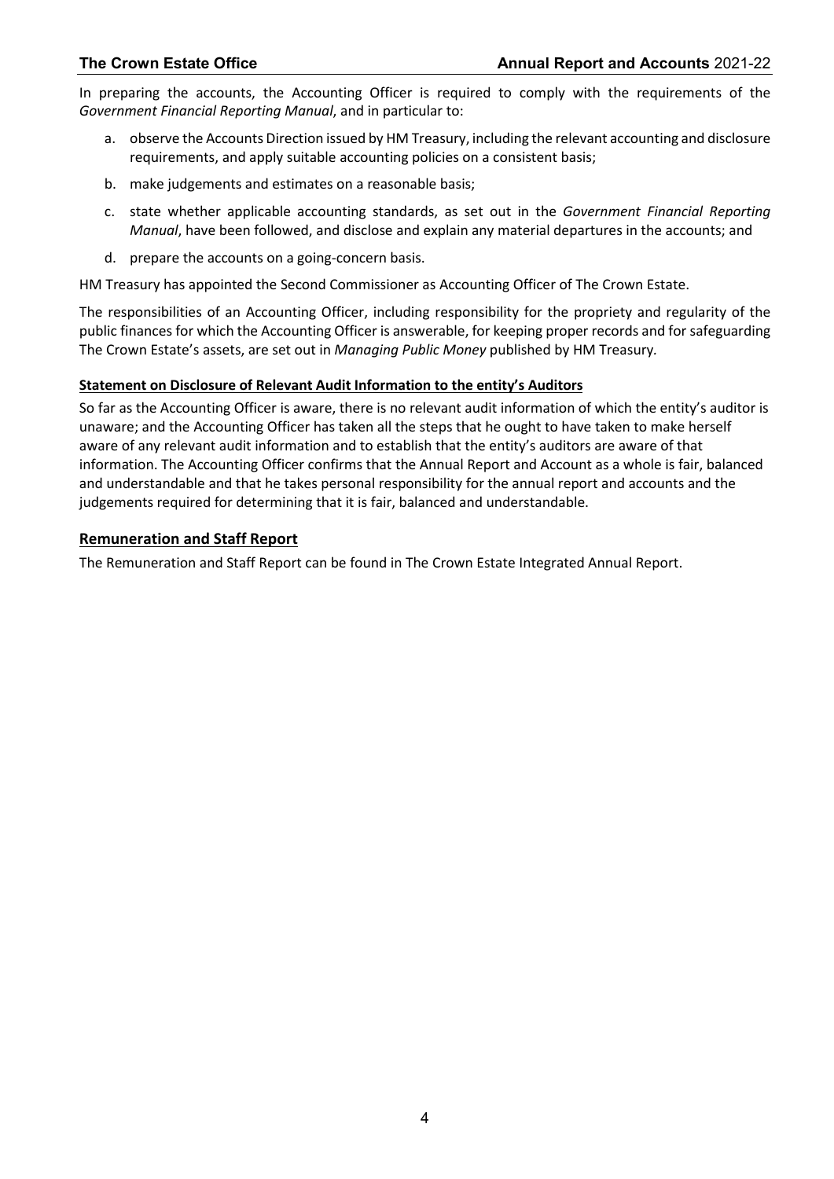In preparing the accounts, the Accounting Officer is required to comply with the requirements of the *Government Financial Reporting Manual*, and in particular to:

a. observe the Accounts Direction issued by HM Treasury, including the relevant accounting and disclosure requirements, and apply suitable accounting policies on a consistent basis;

b. make judgements and estimates on a reasonable basis;

c. state whether applicable accounting standards, as set out in the *Government Financial Reporting Manual*, have been followed, and disclose and explain any material departures in the accounts; and

d. prepare the accounts on a going-concern basis.

HM Treasury has appointed the Second Commissioner as Accounting Officer of The Crown Estate.

The responsibilities of an Accounting Officer, including responsibility for the propriety and regularity of the public finances for which the Accounting Officer is answerable, for keeping proper records and for safeguarding The Crown Estate's assets, are set out in *Managing Public Money* published by HM Treasury.

**Statement on Disclosure of Relevant Audit Information to the entity's Auditors**

So far as the Accounting Officer is aware, there is no relevant audit information of which the entity's auditor is unaware; and the Accounting Officer has taken all the steps that he ought to have taken to make herself aware of any relevant audit information and to establish that the entity's auditors are aware of that information. The Accounting Officer confirms that the Annual Report and Account as a whole is fair, balanced and understandable and that he takes personal responsibility for the annual report and accounts and the judgements required for determining that it is fair, balanced and understandable.

## Remuneration and Staff Report

The Remuneration and Staff Report can be found in The Crown Estate Integrated Annual Report.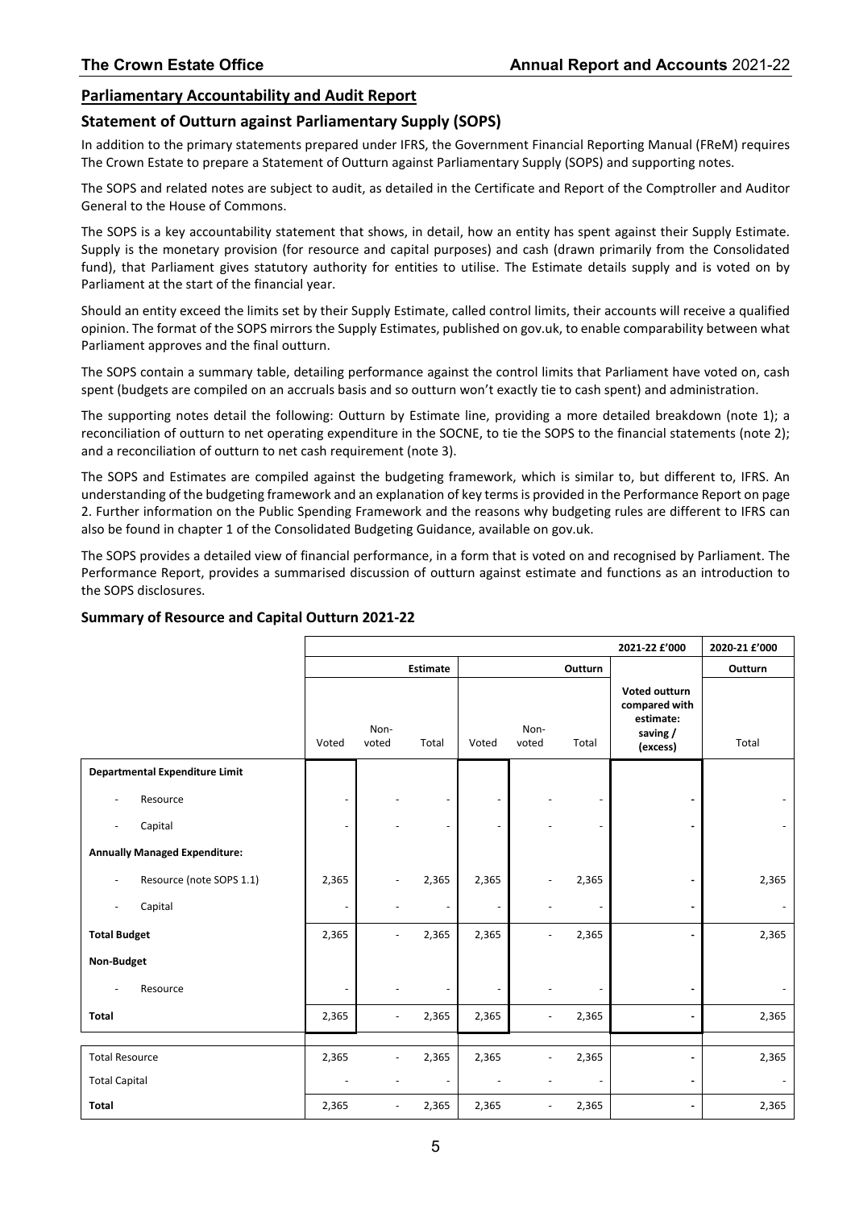## Parliamentary Accountability and Audit Report

### Statement of Outturn against Parliamentary Supply (SOPS)

In addition to the primary statements prepared under IFRS, the Government Financial Reporting Manual (FReM) requires The Crown Estate to prepare a Statement of Outturn against Parliamentary Supply (SOPS) and supporting notes.

The SOPS and related notes are subject to audit, as detailed in the Certificate and Report of the Comptroller and Auditor General to the House of Commons.

The SOPS is a key accountability statement that shows, in detail, how an entity has spent against their Supply Estimate. Supply is the monetary provision (for resource and capital purposes) and cash (drawn primarily from the Consolidated fund), that Parliament gives statutory authority for entities to utilise. The Estimate details supply and is voted on by Parliament at the start of the financial year.

Should an entity exceed the limits set by their Supply Estimate, called control limits, their accounts will receive a qualified opinion. The format of the SOPS mirrors the Supply Estimates, published on gov.uk, to enable comparability between what Parliament approves and the final outturn.

The SOPS contain a summary table, detailing performance against the control limits that Parliament have voted on, cash spent (budgets are compiled on an accruals basis and so outturn won't exactly tie to cash spent) and administration.

The supporting notes detail the following: Outturn by Estimate line, providing a more detailed breakdown (note 1); a reconciliation of outturn to net operating expenditure in the SOCNE, to tie the SOPS to the financial statements (note 2); and a reconciliation of outturn to net cash requirement (note 3).

The SOPS and Estimates are compiled against the budgeting framework, which is similar to, but different to, IFRS. An understanding of the budgeting framework and an explanation of key terms is provided in the Performance Report on page 2. Further information on the Public Spending Framework and the reasons why budgeting rules are different to IFRS can also be found in chapter 1 of the Consolidated Budgeting Guidance, available on gov.uk.

The SOPS provides a detailed view of financial performance, in a form that is voted on and recognised by Parliament. The Performance Report, provides a summarised discussion of outturn against estimate and functions as an introduction to the SOPS disclosures.

### Summary of Resource and Capital Outturn 2021-22

| | 2021-22 £'000 | | | | | | | 2020-21 £'000 |
|---|---|---|---|---|---|---|---|---|
| | Estimate | | | Outturn | | | | Outturn |
| | Voted | Non-voted | Total | Voted | Non-voted | Total | Voted outturn compared with estimate: saving / (excess) | Total |
| **Departmental Expenditure Limit** | | | | | | | | |
| - Resource | - | - | - | - | - | - | - | - |
| - Capital | - | - | - | - | - | - | - | - |
| **Annually Managed Expenditure:** | | | | | | | | |
| - Resource (note SOPS 1.1) | 2,365 | - | 2,365 | 2,365 | - | 2,365 | - | 2,365 |
| - Capital | - | - | - | - | - | - | - | - |
| **Total Budget** | 2,365 | - | 2,365 | 2,365 | - | 2,365 | - | 2,365 |
| **Non-Budget** | | | | | | | | |
| - Resource | - | - | - | - | - | - | - | - |
| **Total** | 2,365 | - | 2,365 | 2,365 | - | 2,365 | - | 2,365 |
| | | | | | | | | |
| Total Resource | 2,365 | - | 2,365 | 2,365 | - | 2,365 | - | 2,365 |
| Total Capital | - | - | - | - | - | - | - | - |
| **Total** | 2,365 | - | 2,365 | 2,365 | - | 2,365 | - | 2,365 |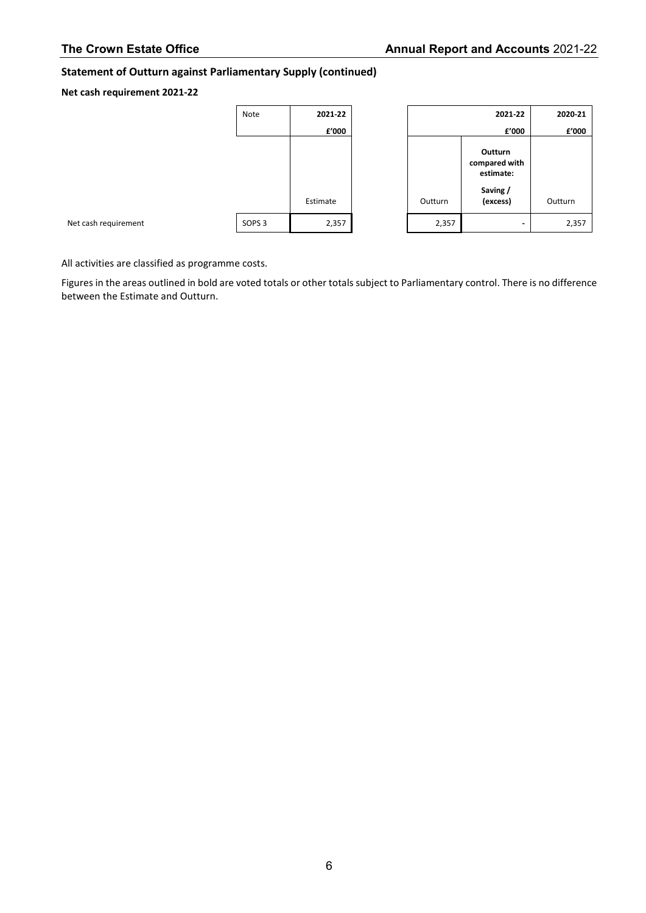## Statement of Outturn against Parliamentary Supply (continued)

### Net cash requirement 2021-22

| | Note | 2021-22 | 2021-22 | 2021-22 | 2020-21 |
|---|---|---|---|---|---|
| | | £'000 | £'000 | £'000 | £'000 |
| | | Estimate | Outturn | Outturn compared with estimate: Saving / (excess) | Outturn |
| Net cash requirement | SOPS 3 | 2,357 | 2,357 | - | 2,357 |

All activities are classified as programme costs.

Figures in the areas outlined in bold are voted totals or other totals subject to Parliamentary control. There is no difference between the Estimate and Outturn.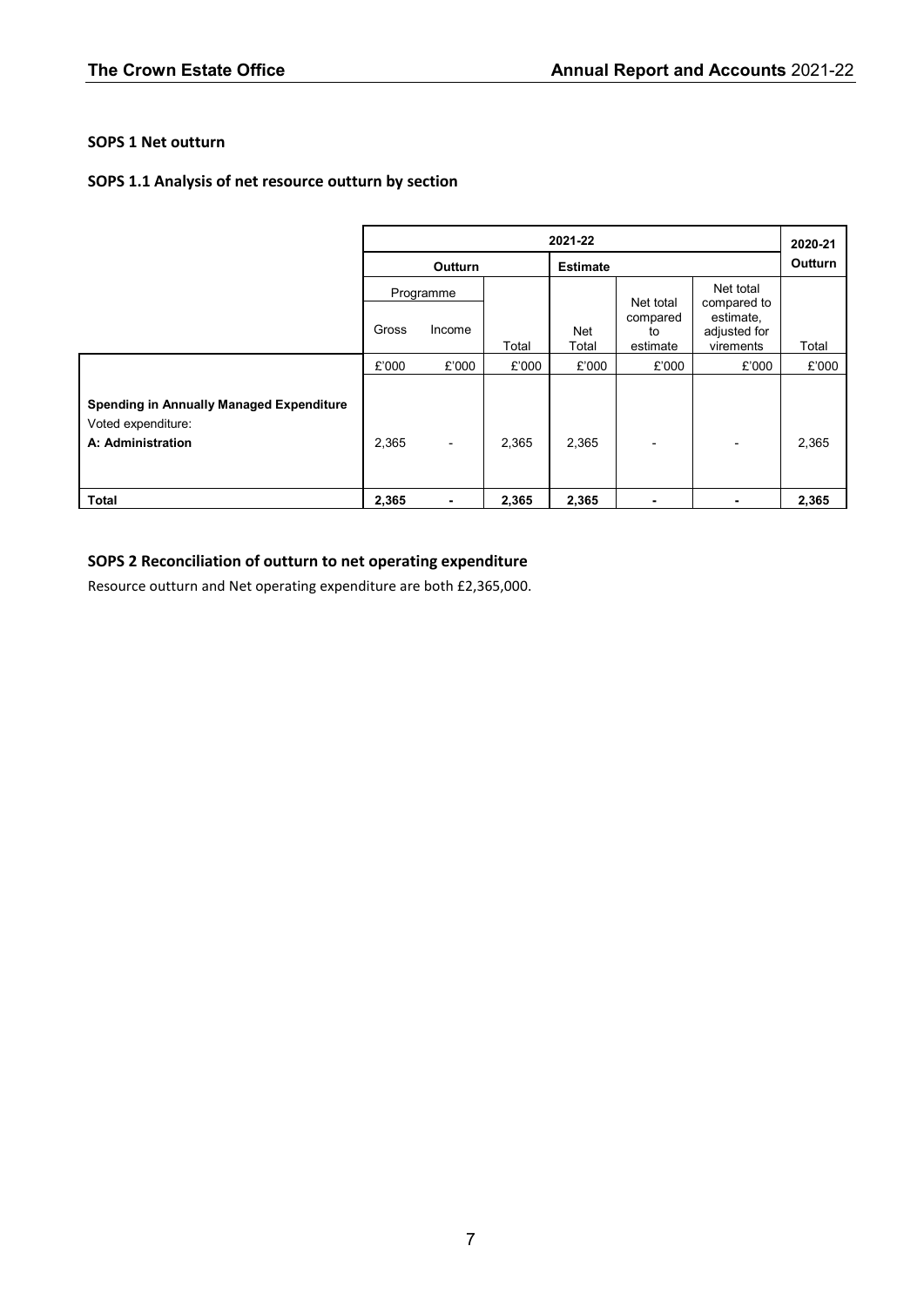### SOPS 1 Net outturn

### SOPS 1.1 Analysis of net resource outturn by section

| | 2021-22 | | | | | | 2020-21 |
|---|---|---|---|---|---|---|---|
| | Outturn | | | Estimate | | | Outturn |
| | Programme | | | | | | |
| | Gross | Income | Total | Net Total | Net total compared to estimate | Net total compared to estimate, adjusted for virements | Total |
| | £'000 | £'000 | £'000 | £'000 | £'000 | £'000 | £'000 |
| **Spending in Annually Managed Expenditure** Voted expenditure: **A: Administration** | 2,365 | - | 2,365 | 2,365 | - | - | 2,365 |
| **Total** | **2,365** | **-** | **2,365** | **2,365** | **-** | **-** | **2,365** |

### SOPS 2 Reconciliation of outturn to net operating expenditure

Resource outturn and Net operating expenditure are both £2,365,000.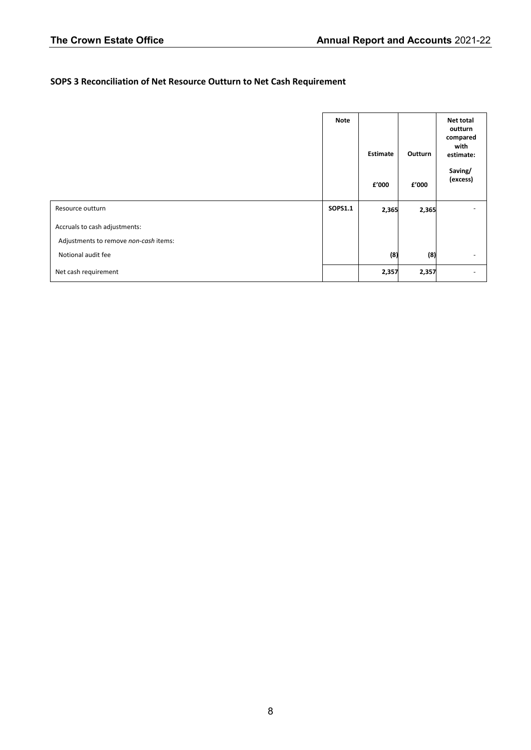## SOPS 3 Reconciliation of Net Resource Outturn to Net Cash Requirement

| | Note | Estimate | Outturn | Net total outturn compared with estimate: |
|---|---|---|---|---|
| | | £'000 | £'000 | Saving/ (excess) |
| Resource outturn | **SOPS1.1** | **2,365** | **2,365** | - |
| Accruals to cash adjustments: | | | | |
| Adjustments to remove *non-cash* items: | | | | |
| Notional audit fee | | **(8)** | **(8)** | - |
| Net cash requirement | | **2,357** | **2,357** | - |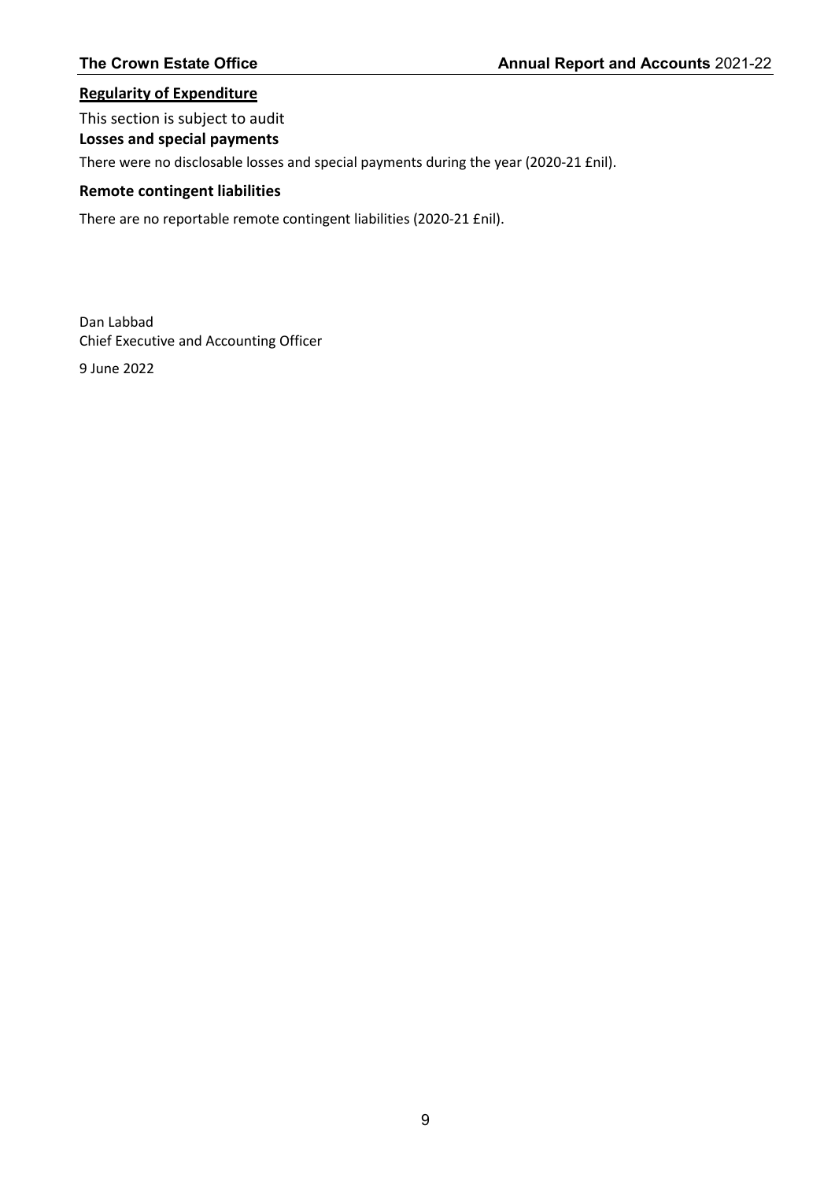## Regularity of Expenditure

This section is subject to audit

### Losses and special payments

There were no disclosable losses and special payments during the year (2020-21 £nil).

### Remote contingent liabilities

There are no reportable remote contingent liabilities (2020-21 £nil).

Dan Labbad
Chief Executive and Accounting Officer

9 June 2022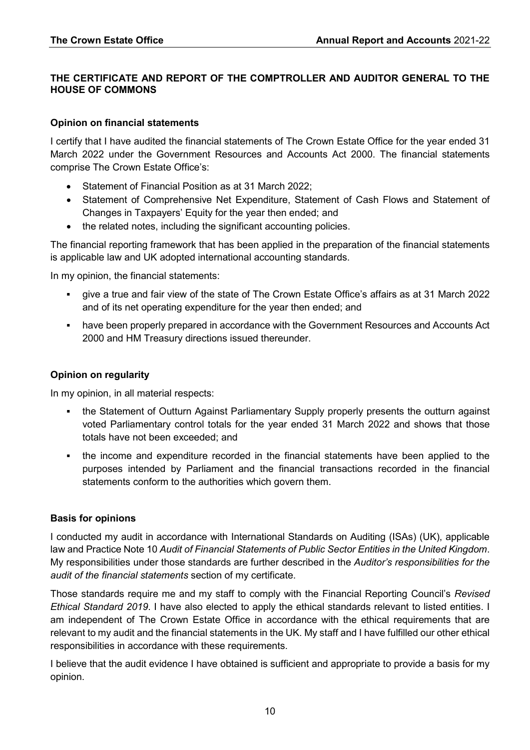## THE CERTIFICATE AND REPORT OF THE COMPTROLLER AND AUDITOR GENERAL TO THE HOUSE OF COMMONS

### Opinion on financial statements

I certify that I have audited the financial statements of The Crown Estate Office for the year ended 31 March 2022 under the Government Resources and Accounts Act 2000. The financial statements comprise The Crown Estate Office's:

- Statement of Financial Position as at 31 March 2022;
- Statement of Comprehensive Net Expenditure, Statement of Cash Flows and Statement of Changes in Taxpayers' Equity for the year then ended; and
- the related notes, including the significant accounting policies.

The financial reporting framework that has been applied in the preparation of the financial statements is applicable law and UK adopted international accounting standards.

In my opinion, the financial statements:

- give a true and fair view of the state of The Crown Estate Office's affairs as at 31 March 2022 and of its net operating expenditure for the year then ended; and
- have been properly prepared in accordance with the Government Resources and Accounts Act 2000 and HM Treasury directions issued thereunder.

### Opinion on regularity

In my opinion, in all material respects:

- the Statement of Outturn Against Parliamentary Supply properly presents the outturn against voted Parliamentary control totals for the year ended 31 March 2022 and shows that those totals have not been exceeded; and
- the income and expenditure recorded in the financial statements have been applied to the purposes intended by Parliament and the financial transactions recorded in the financial statements conform to the authorities which govern them.

### Basis for opinions

I conducted my audit in accordance with International Standards on Auditing (ISAs) (UK), applicable law and Practice Note 10 *Audit of Financial Statements of Public Sector Entities in the United Kingdom*. My responsibilities under those standards are further described in the *Auditor's responsibilities for the audit of the financial statements* section of my certificate.

Those standards require me and my staff to comply with the Financial Reporting Council's *Revised Ethical Standard 2019*. I have also elected to apply the ethical standards relevant to listed entities. I am independent of The Crown Estate Office in accordance with the ethical requirements that are relevant to my audit and the financial statements in the UK. My staff and I have fulfilled our other ethical responsibilities in accordance with these requirements.

I believe that the audit evidence I have obtained is sufficient and appropriate to provide a basis for my opinion.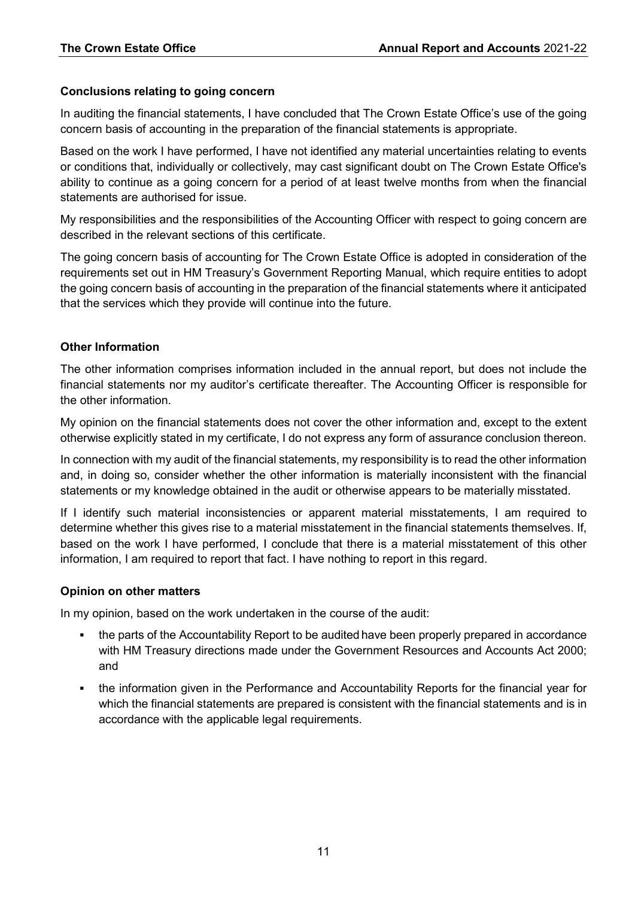**Conclusions relating to going concern**

In auditing the financial statements, I have concluded that The Crown Estate Office's use of the going concern basis of accounting in the preparation of the financial statements is appropriate.

Based on the work I have performed, I have not identified any material uncertainties relating to events or conditions that, individually or collectively, may cast significant doubt on The Crown Estate Office's ability to continue as a going concern for a period of at least twelve months from when the financial statements are authorised for issue.

My responsibilities and the responsibilities of the Accounting Officer with respect to going concern are described in the relevant sections of this certificate.

The going concern basis of accounting for The Crown Estate Office is adopted in consideration of the requirements set out in HM Treasury's Government Reporting Manual, which require entities to adopt the going concern basis of accounting in the preparation of the financial statements where it anticipated that the services which they provide will continue into the future.

**Other Information**

The other information comprises information included in the annual report, but does not include the financial statements nor my auditor's certificate thereafter. The Accounting Officer is responsible for the other information.

My opinion on the financial statements does not cover the other information and, except to the extent otherwise explicitly stated in my certificate, I do not express any form of assurance conclusion thereon.

In connection with my audit of the financial statements, my responsibility is to read the other information and, in doing so, consider whether the other information is materially inconsistent with the financial statements or my knowledge obtained in the audit or otherwise appears to be materially misstated.

If I identify such material inconsistencies or apparent material misstatements, I am required to determine whether this gives rise to a material misstatement in the financial statements themselves. If, based on the work I have performed, I conclude that there is a material misstatement of this other information, I am required to report that fact. I have nothing to report in this regard.

**Opinion on other matters**

In my opinion, based on the work undertaken in the course of the audit:

- the parts of the Accountability Report to be audited have been properly prepared in accordance with HM Treasury directions made under the Government Resources and Accounts Act 2000; and
- the information given in the Performance and Accountability Reports for the financial year for which the financial statements are prepared is consistent with the financial statements and is in accordance with the applicable legal requirements.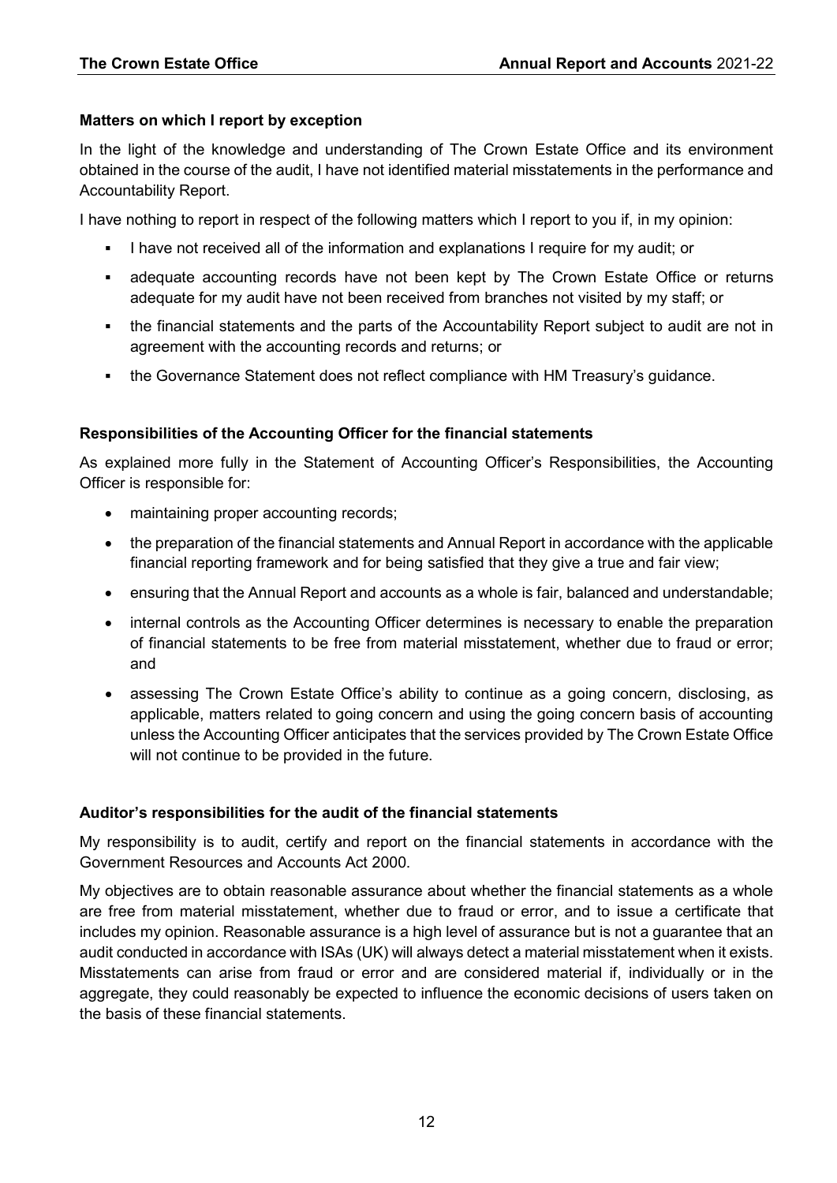### Matters on which I report by exception

In the light of the knowledge and understanding of The Crown Estate Office and its environment obtained in the course of the audit, I have not identified material misstatements in the performance and Accountability Report.

I have nothing to report in respect of the following matters which I report to you if, in my opinion:

- I have not received all of the information and explanations I require for my audit; or
- adequate accounting records have not been kept by The Crown Estate Office or returns adequate for my audit have not been received from branches not visited by my staff; or
- the financial statements and the parts of the Accountability Report subject to audit are not in agreement with the accounting records and returns; or
- the Governance Statement does not reflect compliance with HM Treasury's guidance.

### Responsibilities of the Accounting Officer for the financial statements

As explained more fully in the Statement of Accounting Officer's Responsibilities, the Accounting Officer is responsible for:

- maintaining proper accounting records;
- the preparation of the financial statements and Annual Report in accordance with the applicable financial reporting framework and for being satisfied that they give a true and fair view;
- ensuring that the Annual Report and accounts as a whole is fair, balanced and understandable;
- internal controls as the Accounting Officer determines is necessary to enable the preparation of financial statements to be free from material misstatement, whether due to fraud or error; and
- assessing The Crown Estate Office's ability to continue as a going concern, disclosing, as applicable, matters related to going concern and using the going concern basis of accounting unless the Accounting Officer anticipates that the services provided by The Crown Estate Office will not continue to be provided in the future.

### Auditor's responsibilities for the audit of the financial statements

My responsibility is to audit, certify and report on the financial statements in accordance with the Government Resources and Accounts Act 2000.

My objectives are to obtain reasonable assurance about whether the financial statements as a whole are free from material misstatement, whether due to fraud or error, and to issue a certificate that includes my opinion. Reasonable assurance is a high level of assurance but is not a guarantee that an audit conducted in accordance with ISAs (UK) will always detect a material misstatement when it exists. Misstatements can arise from fraud or error and are considered material if, individually or in the aggregate, they could reasonably be expected to influence the economic decisions of users taken on the basis of these financial statements.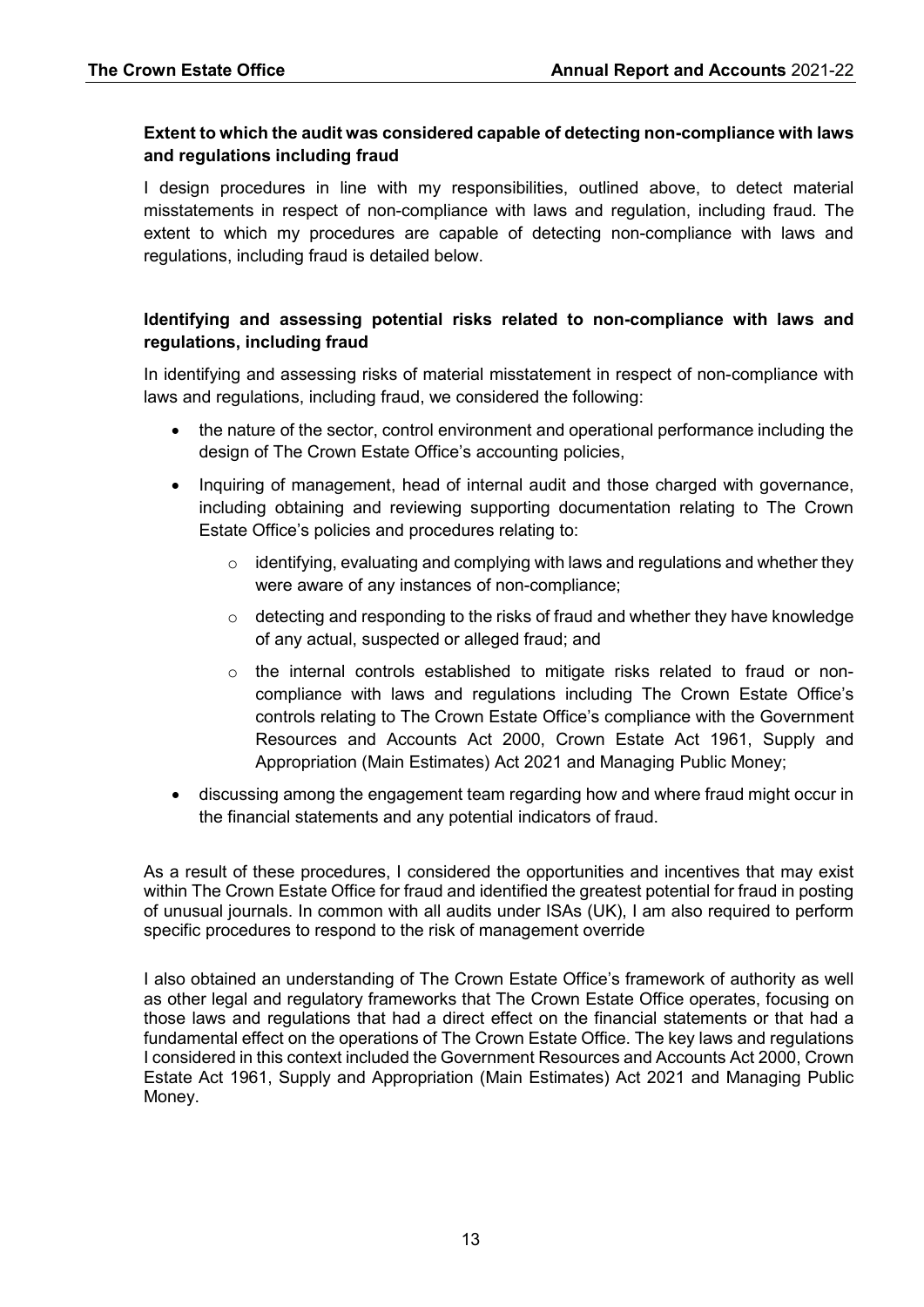**Extent to which the audit was considered capable of detecting non-compliance with laws and regulations including fraud**

I design procedures in line with my responsibilities, outlined above, to detect material misstatements in respect of non-compliance with laws and regulation, including fraud. The extent to which my procedures are capable of detecting non-compliance with laws and regulations, including fraud is detailed below.

**Identifying and assessing potential risks related to non-compliance with laws and regulations, including fraud**

In identifying and assessing risks of material misstatement in respect of non-compliance with laws and regulations, including fraud, we considered the following:

- the nature of the sector, control environment and operational performance including the design of The Crown Estate Office's accounting policies,
- Inquiring of management, head of internal audit and those charged with governance, including obtaining and reviewing supporting documentation relating to The Crown Estate Office's policies and procedures relating to:
  - identifying, evaluating and complying with laws and regulations and whether they were aware of any instances of non-compliance;
  - detecting and responding to the risks of fraud and whether they have knowledge of any actual, suspected or alleged fraud; and
  - the internal controls established to mitigate risks related to fraud or non-compliance with laws and regulations including The Crown Estate Office's controls relating to The Crown Estate Office's compliance with the Government Resources and Accounts Act 2000, Crown Estate Act 1961, Supply and Appropriation (Main Estimates) Act 2021 and Managing Public Money;
- discussing among the engagement team regarding how and where fraud might occur in the financial statements and any potential indicators of fraud.

As a result of these procedures, I considered the opportunities and incentives that may exist within The Crown Estate Office for fraud and identified the greatest potential for fraud in posting of unusual journals. In common with all audits under ISAs (UK), I am also required to perform specific procedures to respond to the risk of management override

I also obtained an understanding of The Crown Estate Office's framework of authority as well as other legal and regulatory frameworks that The Crown Estate Office operates, focusing on those laws and regulations that had a direct effect on the financial statements or that had a fundamental effect on the operations of The Crown Estate Office. The key laws and regulations I considered in this context included the Government Resources and Accounts Act 2000, Crown Estate Act 1961, Supply and Appropriation (Main Estimates) Act 2021 and Managing Public Money.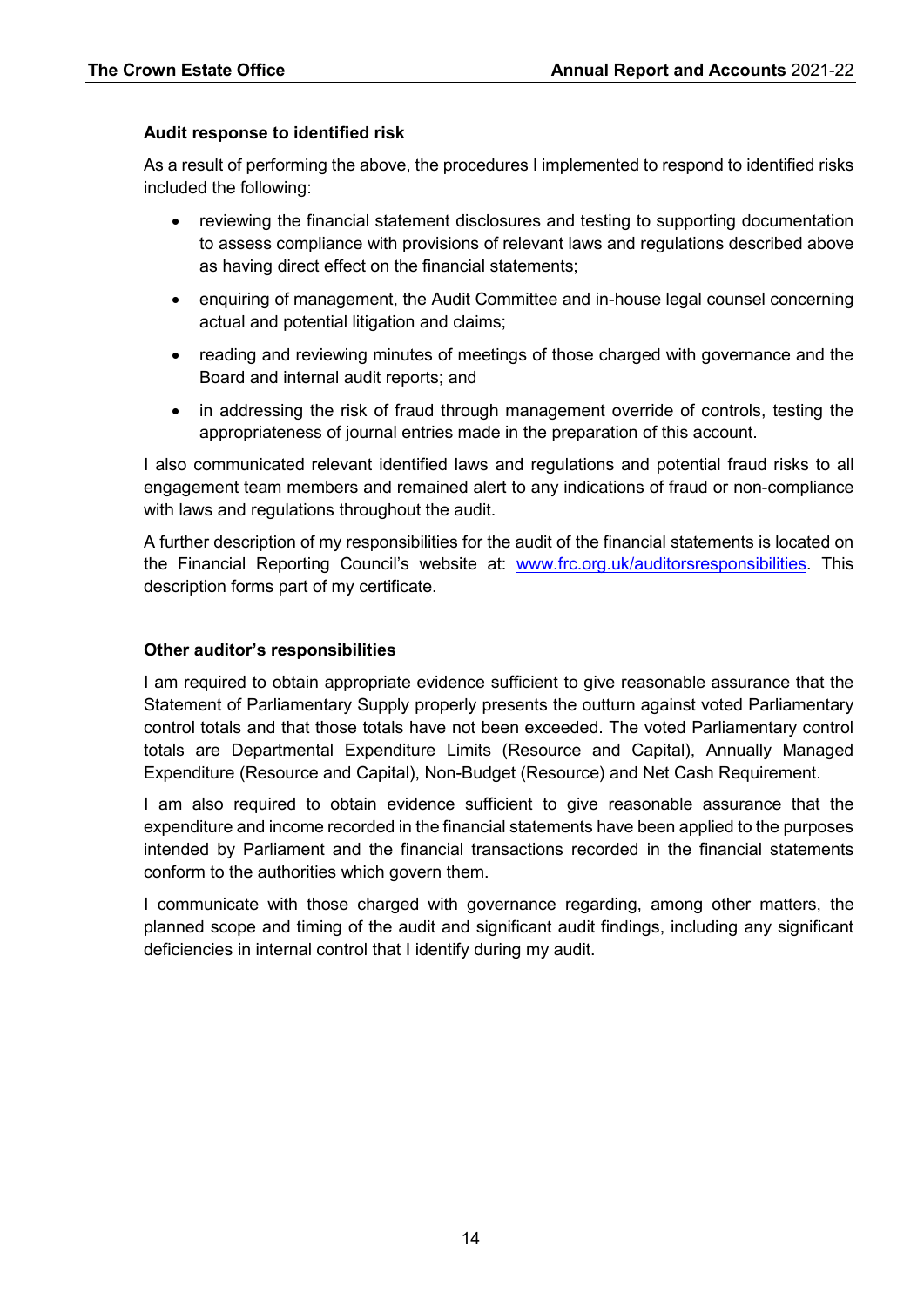### Audit response to identified risk

As a result of performing the above, the procedures I implemented to respond to identified risks included the following:

- reviewing the financial statement disclosures and testing to supporting documentation to assess compliance with provisions of relevant laws and regulations described above as having direct effect on the financial statements;
- enquiring of management, the Audit Committee and in-house legal counsel concerning actual and potential litigation and claims;
- reading and reviewing minutes of meetings of those charged with governance and the Board and internal audit reports; and
- in addressing the risk of fraud through management override of controls, testing the appropriateness of journal entries made in the preparation of this account.

I also communicated relevant identified laws and regulations and potential fraud risks to all engagement team members and remained alert to any indications of fraud or non-compliance with laws and regulations throughout the audit.

A further description of my responsibilities for the audit of the financial statements is located on the Financial Reporting Council's website at: [www.frc.org.uk/auditorsresponsibilities](www.frc.org.uk/auditorsresponsibilities). This description forms part of my certificate.

### Other auditor's responsibilities

I am required to obtain appropriate evidence sufficient to give reasonable assurance that the Statement of Parliamentary Supply properly presents the outturn against voted Parliamentary control totals and that those totals have not been exceeded. The voted Parliamentary control totals are Departmental Expenditure Limits (Resource and Capital), Annually Managed Expenditure (Resource and Capital), Non-Budget (Resource) and Net Cash Requirement.

I am also required to obtain evidence sufficient to give reasonable assurance that the expenditure and income recorded in the financial statements have been applied to the purposes intended by Parliament and the financial transactions recorded in the financial statements conform to the authorities which govern them.

I communicate with those charged with governance regarding, among other matters, the planned scope and timing of the audit and significant audit findings, including any significant deficiencies in internal control that I identify during my audit.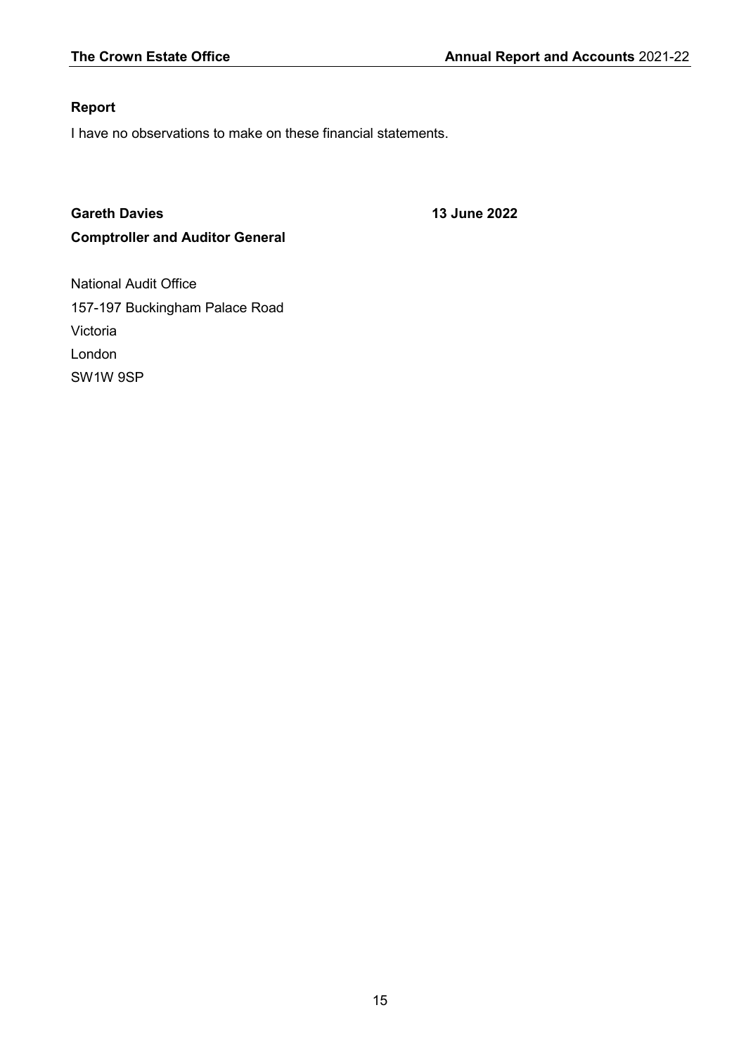### Report

I have no observations to make on these financial statements.

**Gareth Davies** **13 June 2022**

**Comptroller and Auditor General**

National Audit Office

157-197 Buckingham Palace Road

Victoria

London

SW1W 9SP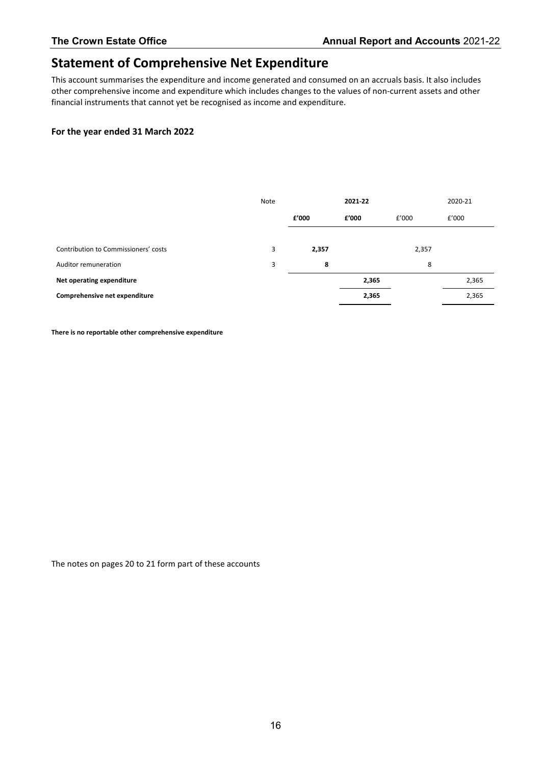# Statement of Comprehensive Net Expenditure

This account summarises the expenditure and income generated and consumed on an accruals basis. It also includes other comprehensive income and expenditure which includes changes to the values of non-current assets and other financial instruments that cannot yet be recognised as income and expenditure.

**For the year ended 31 March 2022**

| | Note | | **2021-22** | | 2020-21 |
|---|---|---|---|---|---|
| | | **£'000** | **£'000** | £'000 | £'000 |
| Contribution to Commissioners' costs | 3 | **2,357** | | 2,357 | |
| Auditor remuneration | 3 | **8** | | 8 | |
| **Net operating expenditure** | | | **2,365** | | 2,365 |
| **Comprehensive net expenditure** | | | **2,365** | | 2,365 |

**There is no reportable other comprehensive expenditure**

The notes on pages 20 to 21 form part of these accounts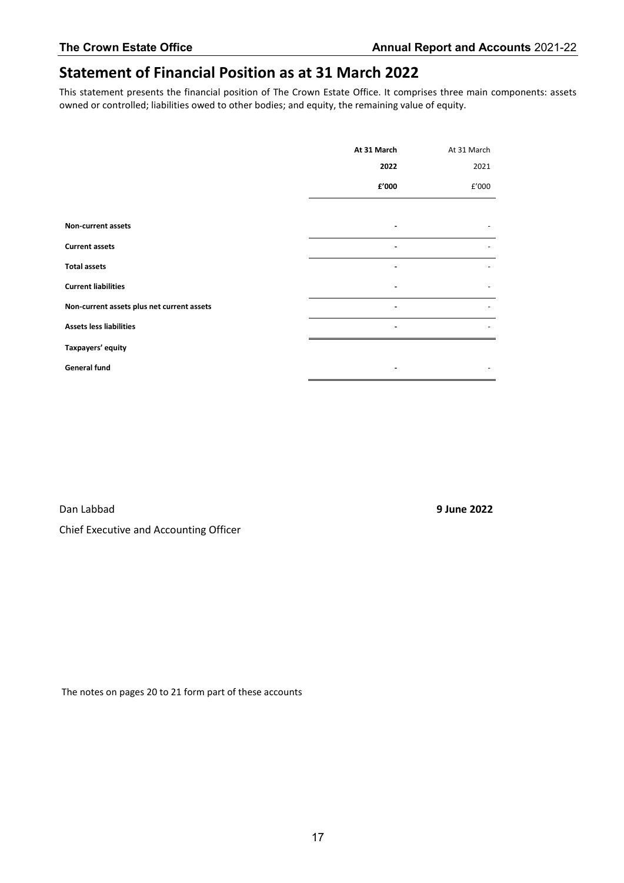# Statement of Financial Position as at 31 March 2022

This statement presents the financial position of The Crown Estate Office. It comprises three main components: assets owned or controlled; liabilities owed to other bodies; and equity, the remaining value of equity.

| | **At 31 March 2022 £'000** | At 31 March 2021 £'000 |
|---|---|---|
| **Non-current assets** | - | - |
| **Current assets** | - | - |
| **Total assets** | - | - |
| **Current liabilities** | - | - |
| **Non-current assets plus net current assets** | - | - |
| **Assets less liabilities** | - | - |
| **Taxpayers' equity** | | |
| **General fund** | - | - |

Dan Labbad **9 June 2022**

Chief Executive and Accounting Officer

The notes on pages 20 to 21 form part of these accounts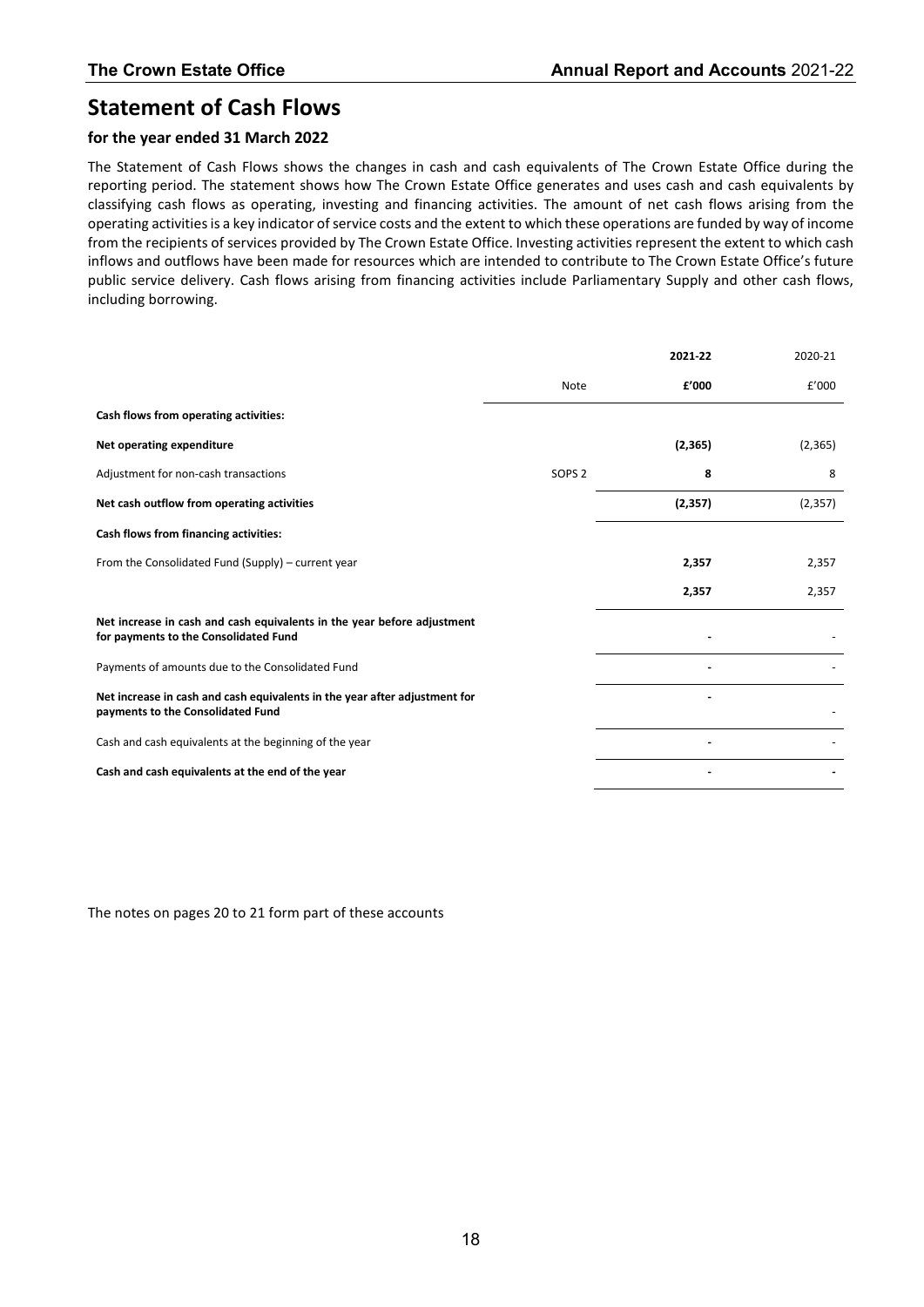# Statement of Cash Flows

## for the year ended 31 March 2022

The Statement of Cash Flows shows the changes in cash and cash equivalents of The Crown Estate Office during the reporting period. The statement shows how The Crown Estate Office generates and uses cash and cash equivalents by classifying cash flows as operating, investing and financing activities. The amount of net cash flows arising from the operating activities is a key indicator of service costs and the extent to which these operations are funded by way of income from the recipients of services provided by The Crown Estate Office. Investing activities represent the extent to which cash inflows and outflows have been made for resources which are intended to contribute to The Crown Estate Office's future public service delivery. Cash flows arising from financing activities include Parliamentary Supply and other cash flows, including borrowing.

| | | **2021-22** | 2020-21 |
|---|---|---|---|
| | Note | **£'000** | £'000 |
| **Cash flows from operating activities:** | | | |
| **Net operating expenditure** | | **(2,365)** | (2,365) |
| Adjustment for non-cash transactions | SOPS 2 | **8** | 8 |
| **Net cash outflow from operating activities** | | **(2,357)** | (2,357) |
| **Cash flows from financing activities:** | | | |
| From the Consolidated Fund (Supply) – current year | | **2,357** | 2,357 |
| | | **2,357** | 2,357 |
| **Net increase in cash and cash equivalents in the year before adjustment for payments to the Consolidated Fund** | | **-** | - |
| Payments of amounts due to the Consolidated Fund | | **-** | - |
| **Net increase in cash and cash equivalents in the year after adjustment for payments to the Consolidated Fund** | | **-** | - |
| Cash and cash equivalents at the beginning of the year | | **-** | - |
| **Cash and cash equivalents at the end of the year** | | **-** | **-** |

The notes on pages 20 to 21 form part of these accounts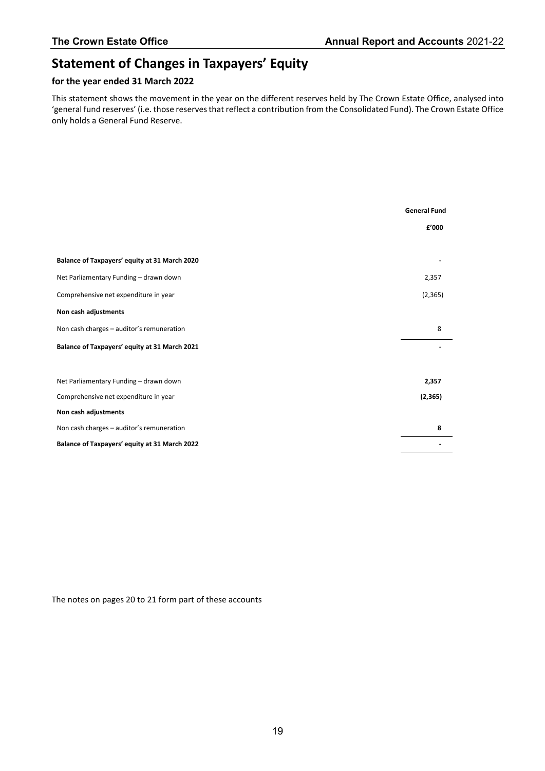# Statement of Changes in Taxpayers' Equity

### for the year ended 31 March 2022

This statement shows the movement in the year on the different reserves held by The Crown Estate Office, analysed into 'general fund reserves' (i.e. those reserves that reflect a contribution from the Consolidated Fund). The Crown Estate Office only holds a General Fund Reserve.

| | **General Fund** |
|---|---|
| | **£'000** |
| **Balance of Taxpayers' equity at 31 March 2020** | - |
| Net Parliamentary Funding – drawn down | 2,357 |
| Comprehensive net expenditure in year | (2,365) |
| **Non cash adjustments** | |
| Non cash charges – auditor's remuneration | 8 |
| **Balance of Taxpayers' equity at 31 March 2021** | - |
| Net Parliamentary Funding – drawn down | **2,357** |
| Comprehensive net expenditure in year | **(2,365)** |
| **Non cash adjustments** | |
| Non cash charges – auditor's remuneration | **8** |
| **Balance of Taxpayers' equity at 31 March 2022** | - |

The notes on pages 20 to 21 form part of these accounts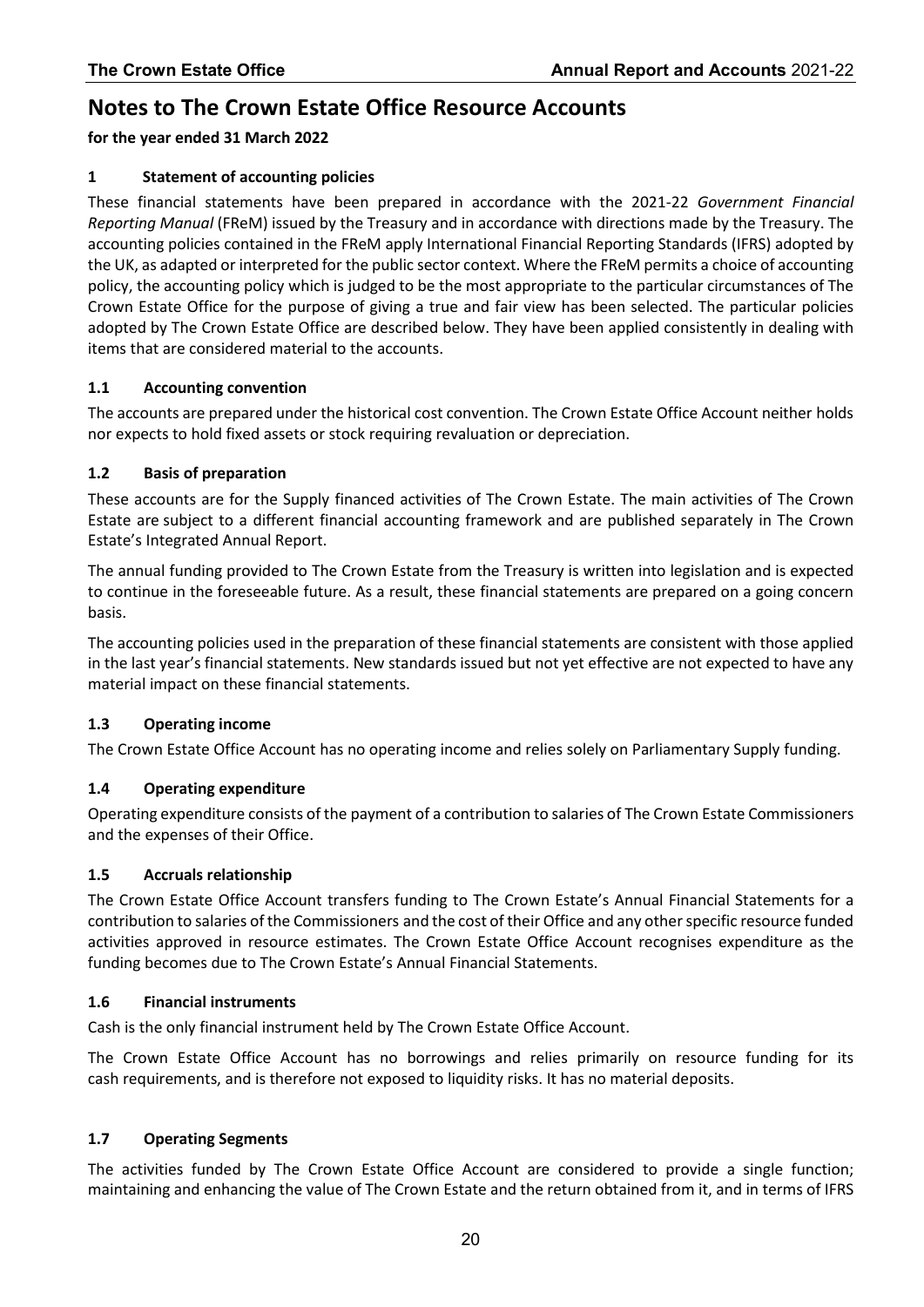# Notes to The Crown Estate Office Resource Accounts

**for the year ended 31 March 2022**

## 1 Statement of accounting policies

These financial statements have been prepared in accordance with the 2021-22 *Government Financial Reporting Manual* (FReM) issued by the Treasury and in accordance with directions made by the Treasury. The accounting policies contained in the FReM apply International Financial Reporting Standards (IFRS) adopted by the UK, as adapted or interpreted for the public sector context. Where the FReM permits a choice of accounting policy, the accounting policy which is judged to be the most appropriate to the particular circumstances of The Crown Estate Office for the purpose of giving a true and fair view has been selected. The particular policies adopted by The Crown Estate Office are described below. They have been applied consistently in dealing with items that are considered material to the accounts.

### 1.1 Accounting convention

The accounts are prepared under the historical cost convention. The Crown Estate Office Account neither holds nor expects to hold fixed assets or stock requiring revaluation or depreciation.

### 1.2 Basis of preparation

These accounts are for the Supply financed activities of The Crown Estate. The main activities of The Crown Estate are subject to a different financial accounting framework and are published separately in The Crown Estate's Integrated Annual Report.

The annual funding provided to The Crown Estate from the Treasury is written into legislation and is expected to continue in the foreseeable future. As a result, these financial statements are prepared on a going concern basis.

The accounting policies used in the preparation of these financial statements are consistent with those applied in the last year's financial statements. New standards issued but not yet effective are not expected to have any material impact on these financial statements.

### 1.3 Operating income

The Crown Estate Office Account has no operating income and relies solely on Parliamentary Supply funding.

### 1.4 Operating expenditure

Operating expenditure consists of the payment of a contribution to salaries of The Crown Estate Commissioners and the expenses of their Office.

### 1.5 Accruals relationship

The Crown Estate Office Account transfers funding to The Crown Estate's Annual Financial Statements for a contribution to salaries of the Commissioners and the cost of their Office and any other specific resource funded activities approved in resource estimates. The Crown Estate Office Account recognises expenditure as the funding becomes due to The Crown Estate's Annual Financial Statements.

### 1.6 Financial instruments

Cash is the only financial instrument held by The Crown Estate Office Account.

The Crown Estate Office Account has no borrowings and relies primarily on resource funding for its cash requirements, and is therefore not exposed to liquidity risks. It has no material deposits.

### 1.7 Operating Segments

The activities funded by The Crown Estate Office Account are considered to provide a single function; maintaining and enhancing the value of The Crown Estate and the return obtained from it, and in terms of IFRS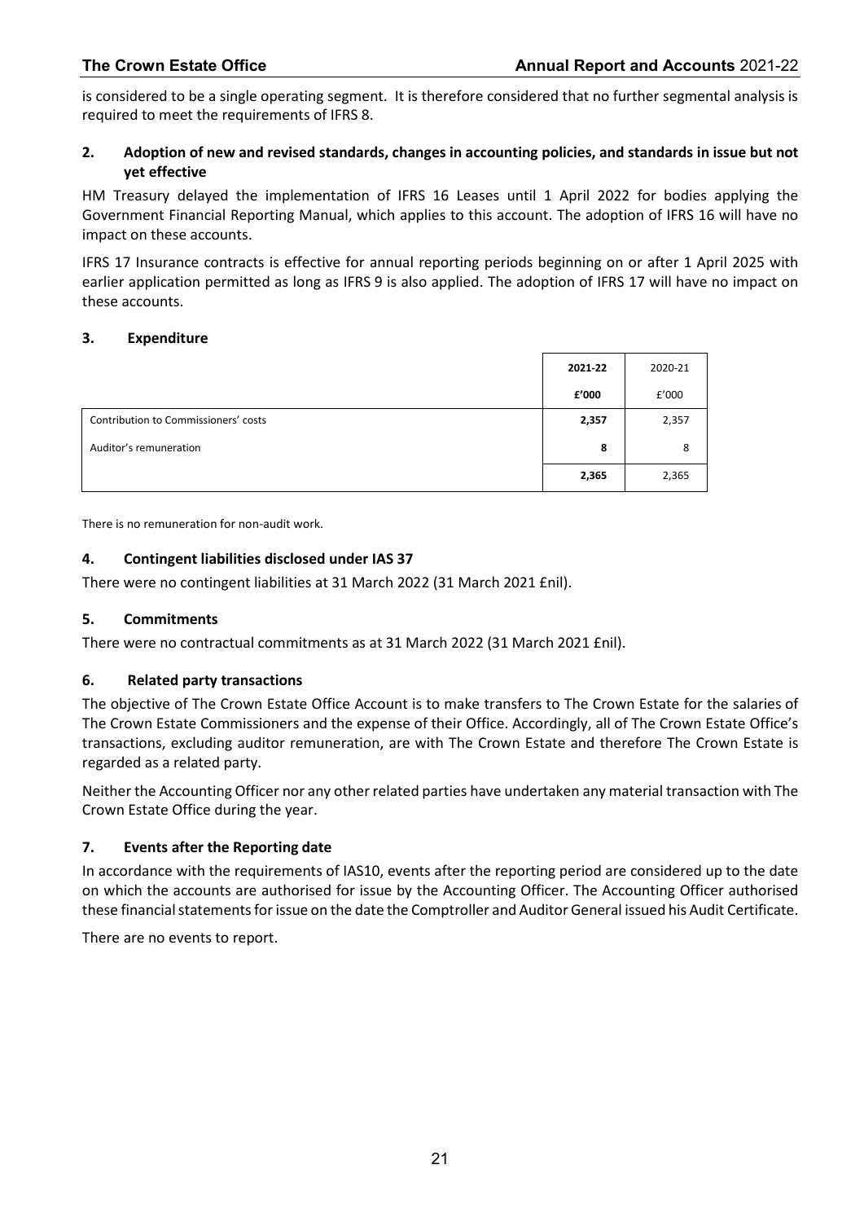is considered to be a single operating segment. It is therefore considered that no further segmental analysis is required to meet the requirements of IFRS 8.

## 2. Adoption of new and revised standards, changes in accounting policies, and standards in issue but not yet effective

HM Treasury delayed the implementation of IFRS 16 Leases until 1 April 2022 for bodies applying the Government Financial Reporting Manual, which applies to this account. The adoption of IFRS 16 will have no impact on these accounts.

IFRS 17 Insurance contracts is effective for annual reporting periods beginning on or after 1 April 2025 with earlier application permitted as long as IFRS 9 is also applied. The adoption of IFRS 17 will have no impact on these accounts.

## 3. Expenditure

| | **2021-22** | 2020-21 |
|---|---|---|
| | **£'000** | £'000 |
| Contribution to Commissioners' costs | **2,357** | 2,357 |
| Auditor's remuneration | **8** | 8 |
| | **2,365** | 2,365 |

There is no remuneration for non-audit work.

## 4. Contingent liabilities disclosed under IAS 37

There were no contingent liabilities at 31 March 2022 (31 March 2021 £nil).

## 5. Commitments

There were no contractual commitments as at 31 March 2022 (31 March 2021 £nil).

## 6. Related party transactions

The objective of The Crown Estate Office Account is to make transfers to The Crown Estate for the salaries of The Crown Estate Commissioners and the expense of their Office. Accordingly, all of The Crown Estate Office's transactions, excluding auditor remuneration, are with The Crown Estate and therefore The Crown Estate is regarded as a related party.

Neither the Accounting Officer nor any other related parties have undertaken any material transaction with The Crown Estate Office during the year.

## 7. Events after the Reporting date

In accordance with the requirements of IAS10, events after the reporting period are considered up to the date on which the accounts are authorised for issue by the Accounting Officer. The Accounting Officer authorised these financial statements for issue on the date the Comptroller and Auditor General issued his Audit Certificate.

There are no events to report.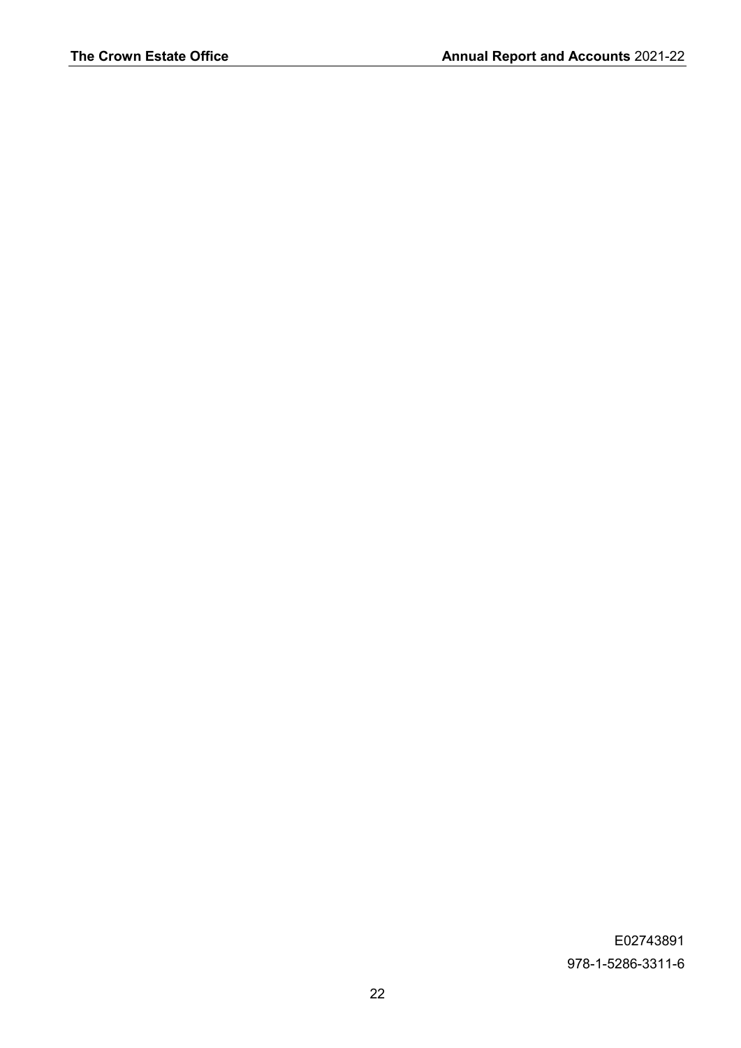E02743891

978-1-5286-3311-6